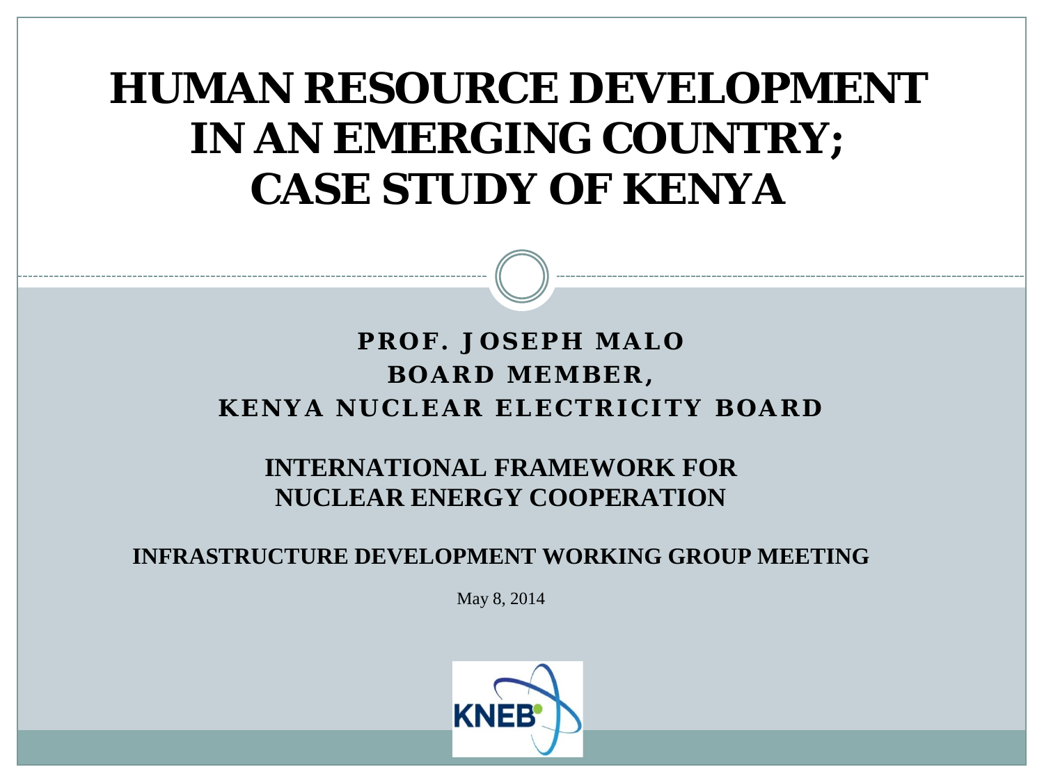# HUMAN RESOURCE DEVELOPMENT IN AN EMERGING COUNTRY; CASE STUDY OF KENYA

**PROF. JOSEPH MALO**
**BOARD MEMBER,**
**KENYA NUCLEAR ELECTRICITY BOARD**

**INTERNATIONAL FRAMEWORK FOR NUCLEAR ENERGY COOPERATION**

**INFRASTRUCTURE DEVELOPMENT WORKING GROUP MEETING**

May 8, 2014

KNEB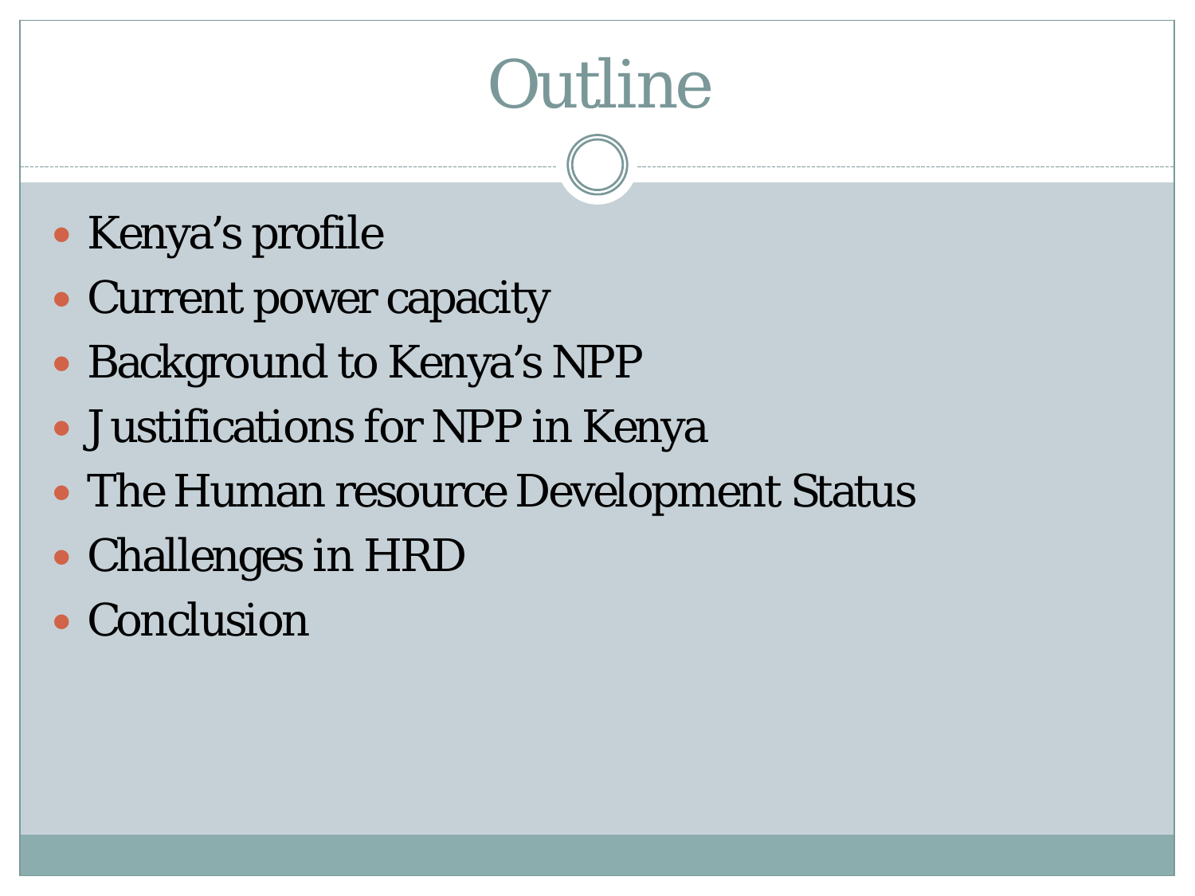# Outline

- Kenya’s profile
- Current power capacity
- Background to Kenya’s NPP
- Justifications for NPP in Kenya
- The Human resource Development Status
- Challenges in HRD
- Conclusion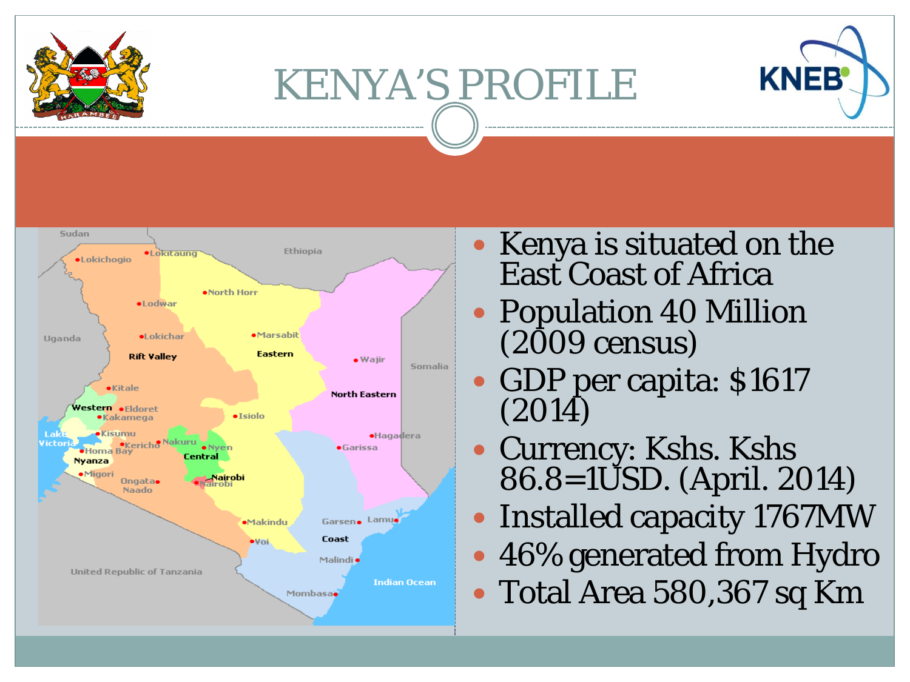# KENYA'S PROFILE

- Kenya is situated on the East Coast of Africa
- Population 40 Million (2009 census)
- GDP per capita: $1617 (2014)
- Currency: Kshs. Kshs 86.8=1USD. (April. 2014)
- Installed capacity 1767MW
- 46% generated from Hydro
- Total Area 580,367 sq Km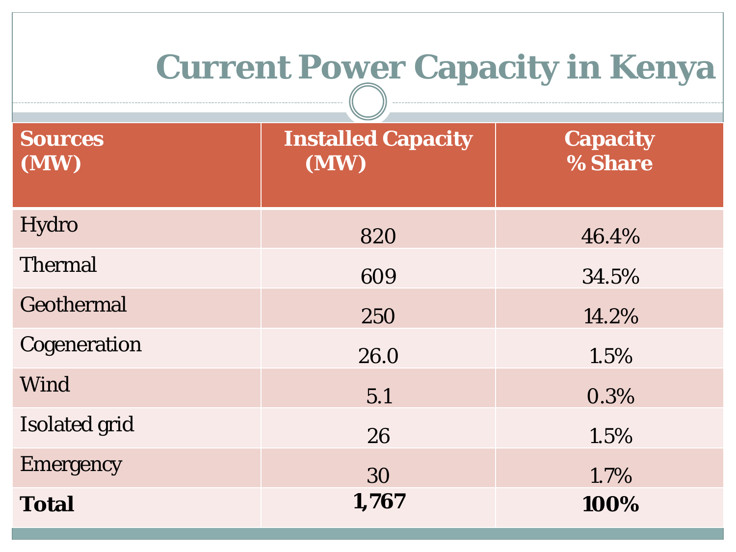# Current Power Capacity in Kenya

| Sources (MW) | Installed Capacity (MW) | Capacity % Share |
|---|---|---|
| Hydro | 820 | 46.4% |
| Thermal | 609 | 34.5% |
| Geothermal | 250 | 14.2% |
| Cogeneration | 26.0 | 1.5% |
| Wind | 5.1 | 0.3% |
| Isolated grid | 26 | 1.5% |
| Emergency | 30 | 1.7% |
| **Total** | **1,767** | **100%** |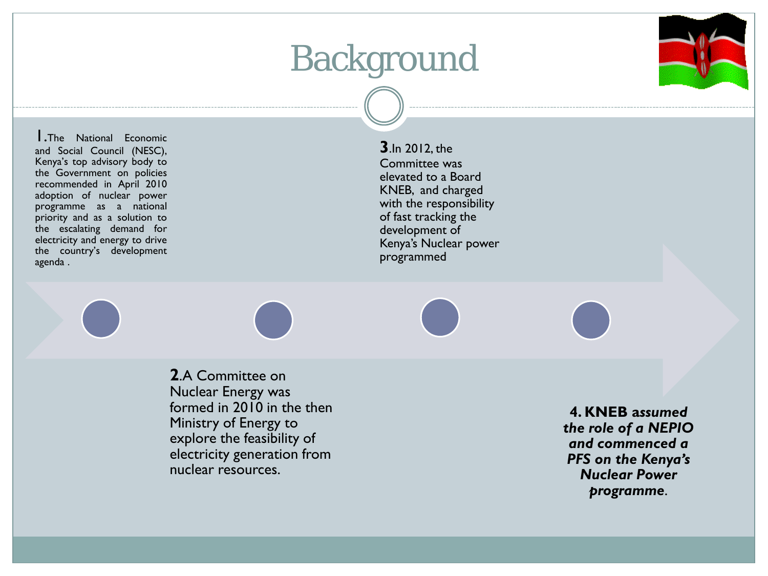# Background

1. The National Economic and Social Council (NESC), Kenya's top advisory body to the Government on policies recommended in April 2010 adoption of nuclear power programme as a national priority and as a solution to the escalating demand for electricity and energy to drive the country's development agenda .

2. A Committee on Nuclear Energy was formed in 2010 in the then Ministry of Energy to explore the feasibility of electricity generation from nuclear resources.

3. In 2012, the Committee was elevated to a Board KNEB, and charged with the responsibility of fast tracking the development of Kenya's Nuclear power programmed

4. **KNEB** ***assumed the role of a NEPIO and commenced a PFS on the Kenya's Nuclear Power programme***.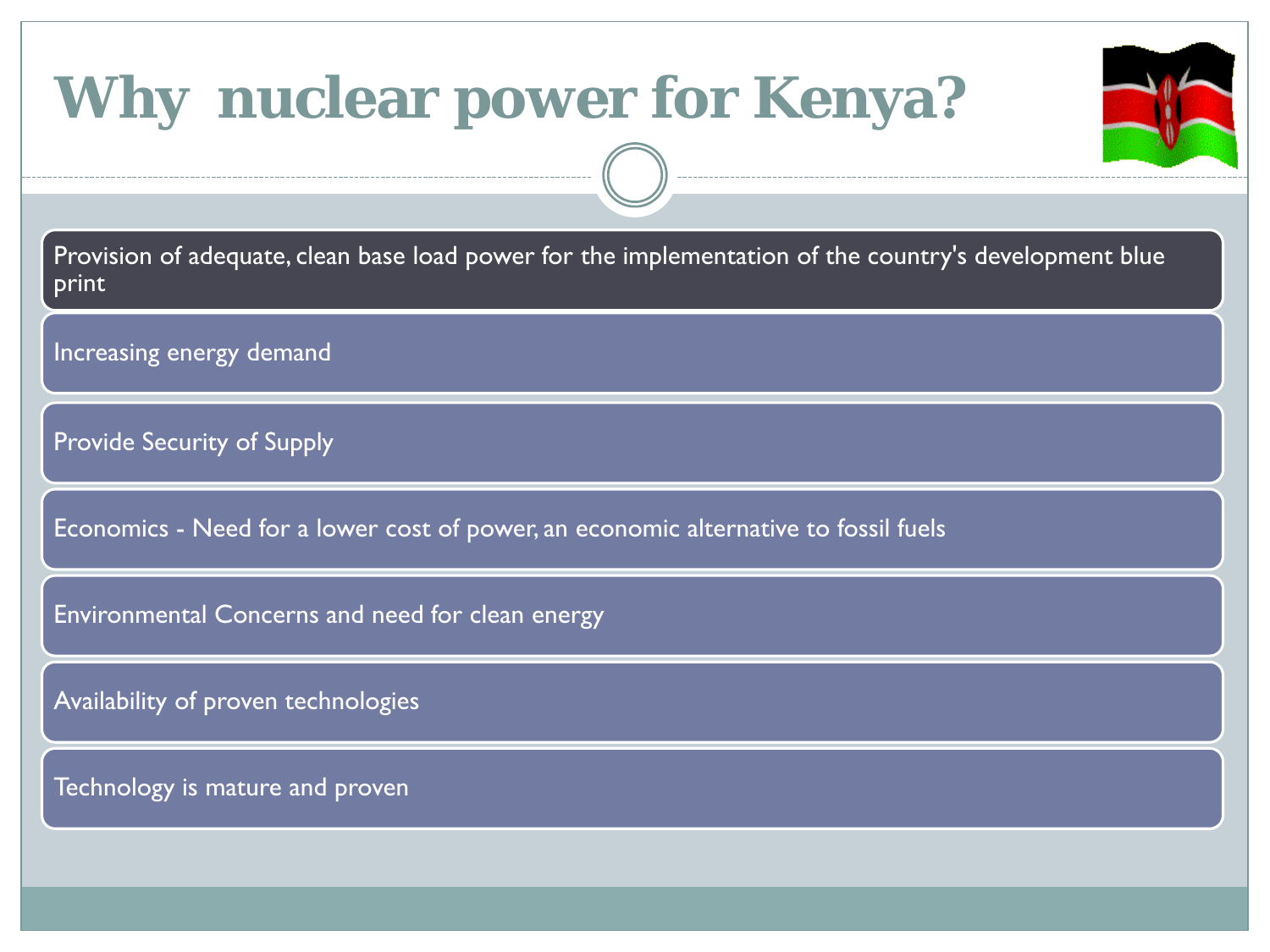# Why nuclear power for Kenya?

- Provision of adequate, clean base load power for the implementation of the country's development blue print
- Increasing energy demand
- Provide Security of Supply
- Economics - Need for a lower cost of power, an economic alternative to fossil fuels
- Environmental Concerns and need for clean energy
- Availability of proven technologies
- Technology is mature and proven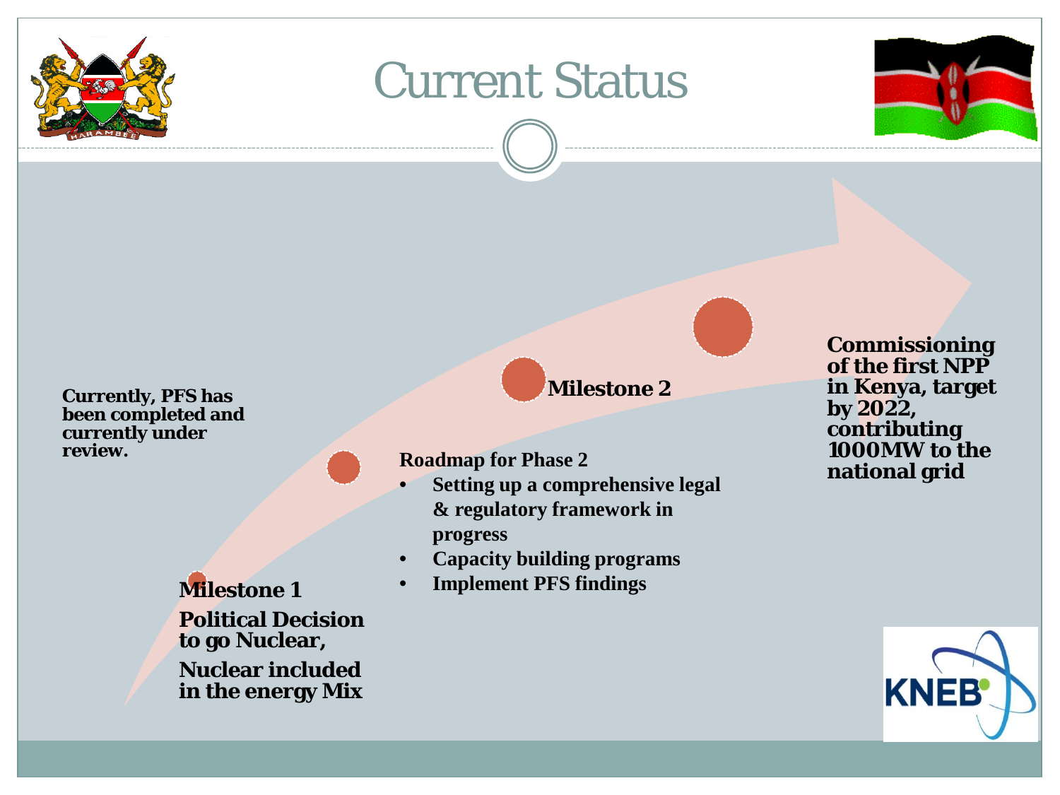# Current Status

Currently, PFS has been completed and currently under review.

**Milestone 1**

**Political Decision to go Nuclear,**

**Nuclear included in the energy Mix**

**Milestone 2**

**Roadmap for Phase 2**

- **Setting up a comprehensive legal & regulatory framework in progress**
- **Capacity building programs**
- **Implement PFS findings**

**Commissioning of the first NPP in Kenya, target by 2022, contributing 1000MW to the national grid**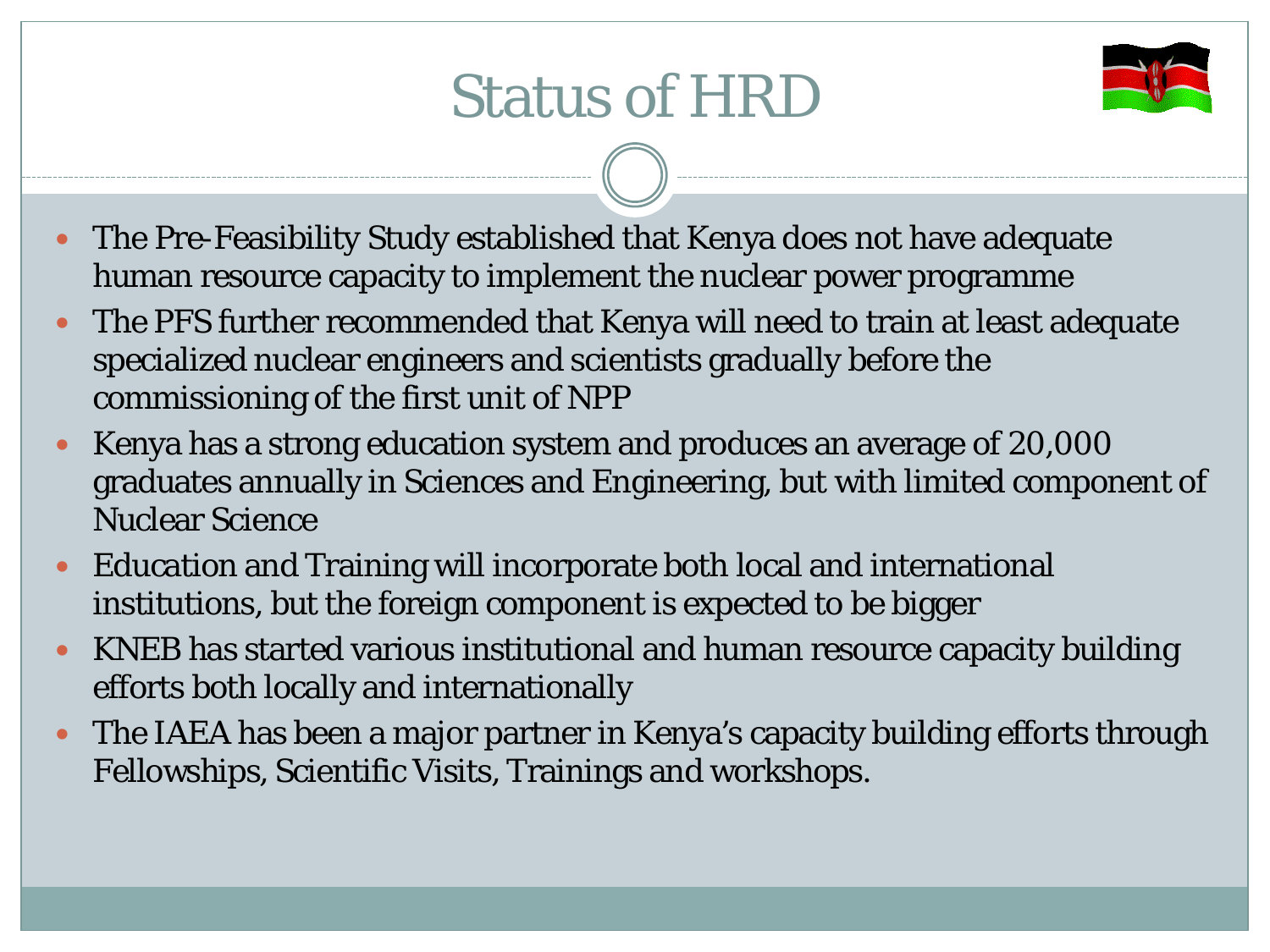# Status of HRD

- The Pre-Feasibility Study established that Kenya does not have adequate human resource capacity to implement the nuclear power programme
- The PFS further recommended that Kenya will need to train at least adequate specialized nuclear engineers and scientists gradually before the commissioning of the first unit of NPP
- Kenya has a strong education system and produces an average of 20,000 graduates annually in Sciences and Engineering, but with limited component of Nuclear Science
- Education and Training will incorporate both local and international institutions, but the foreign component is expected to be bigger
- KNEB has started various institutional and human resource capacity building efforts both locally and internationally
- The IAEA has been a major partner in Kenya's capacity building efforts through Fellowships, Scientific Visits, Trainings and workshops.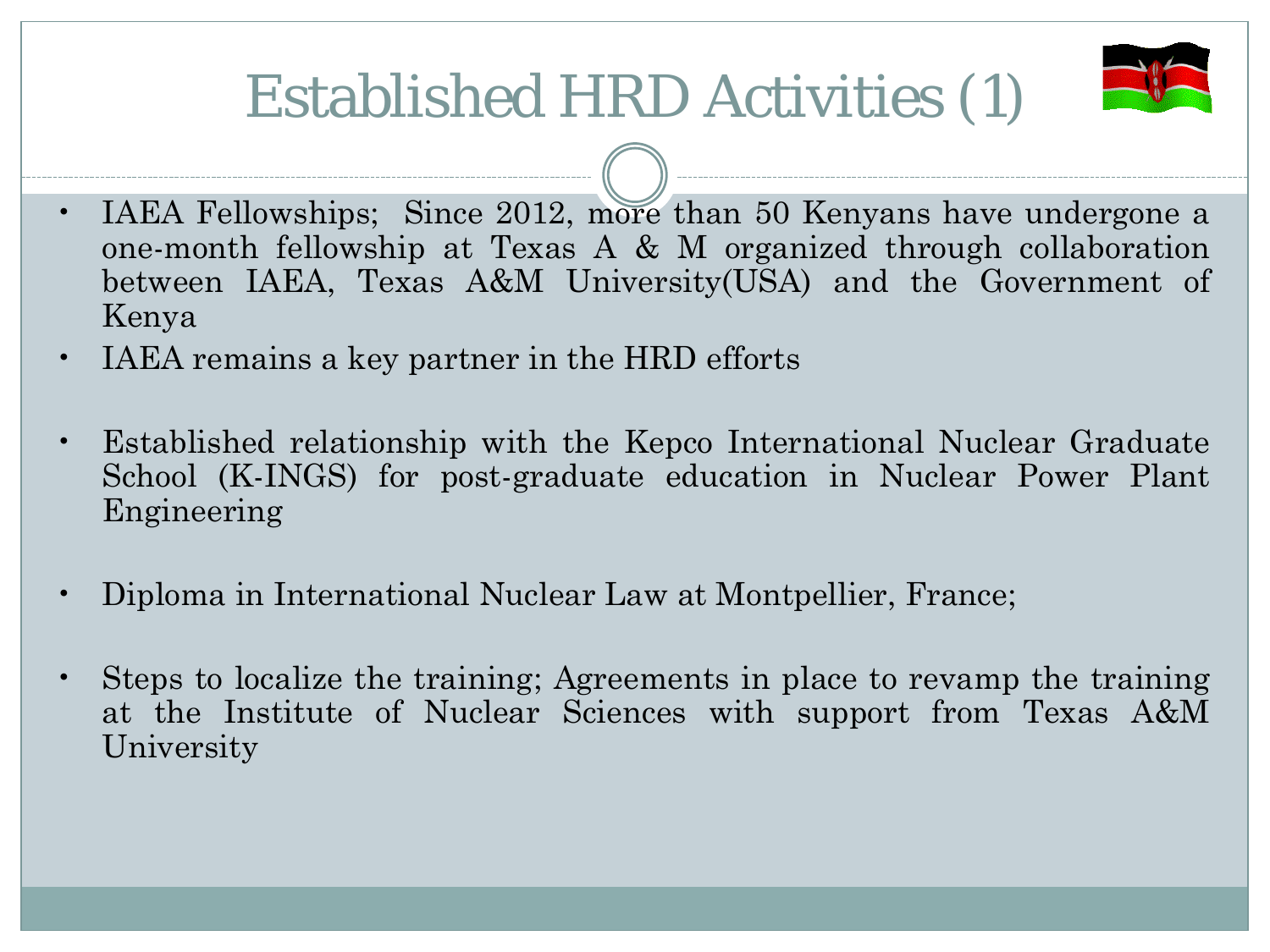# Established HRD Activities (1)

- IAEA Fellowships; Since 2012, more than 50 Kenyans have undergone a one-month fellowship at Texas A & M organized through collaboration between IAEA, Texas A&M University(USA) and the Government of Kenya
- IAEA remains a key partner in the HRD efforts
- Established relationship with the Kepco International Nuclear Graduate School (K-INGS) for post-graduate education in Nuclear Power Plant Engineering
- Diploma in International Nuclear Law at Montpellier, France;
- Steps to localize the training; Agreements in place to revamp the training at the Institute of Nuclear Sciences with support from Texas A&M University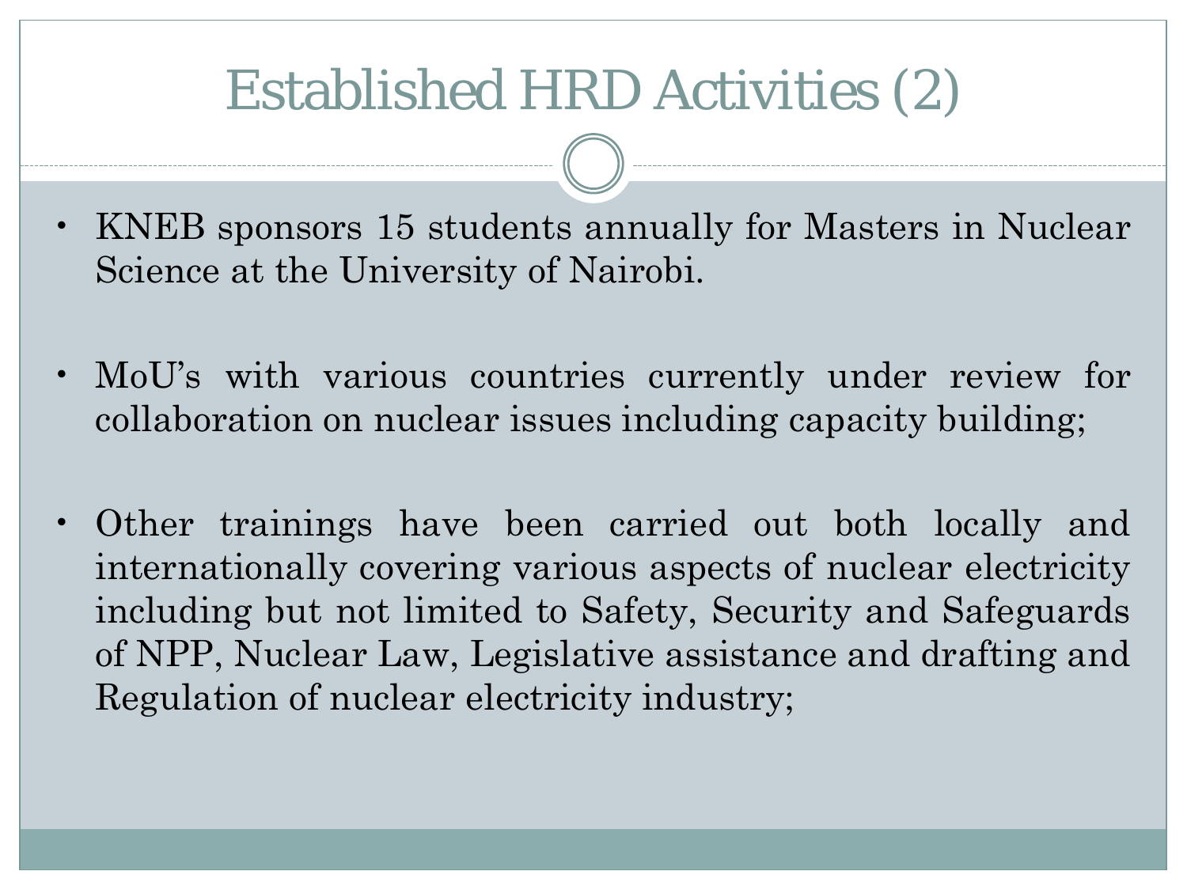# Established HRD Activities (2)

- KNEB sponsors 15 students annually for Masters in Nuclear Science at the University of Nairobi.
- MoU's with various countries currently under review for collaboration on nuclear issues including capacity building;
- Other trainings have been carried out both locally and internationally covering various aspects of nuclear electricity including but not limited to Safety, Security and Safeguards of NPP, Nuclear Law, Legislative assistance and drafting and Regulation of nuclear electricity industry;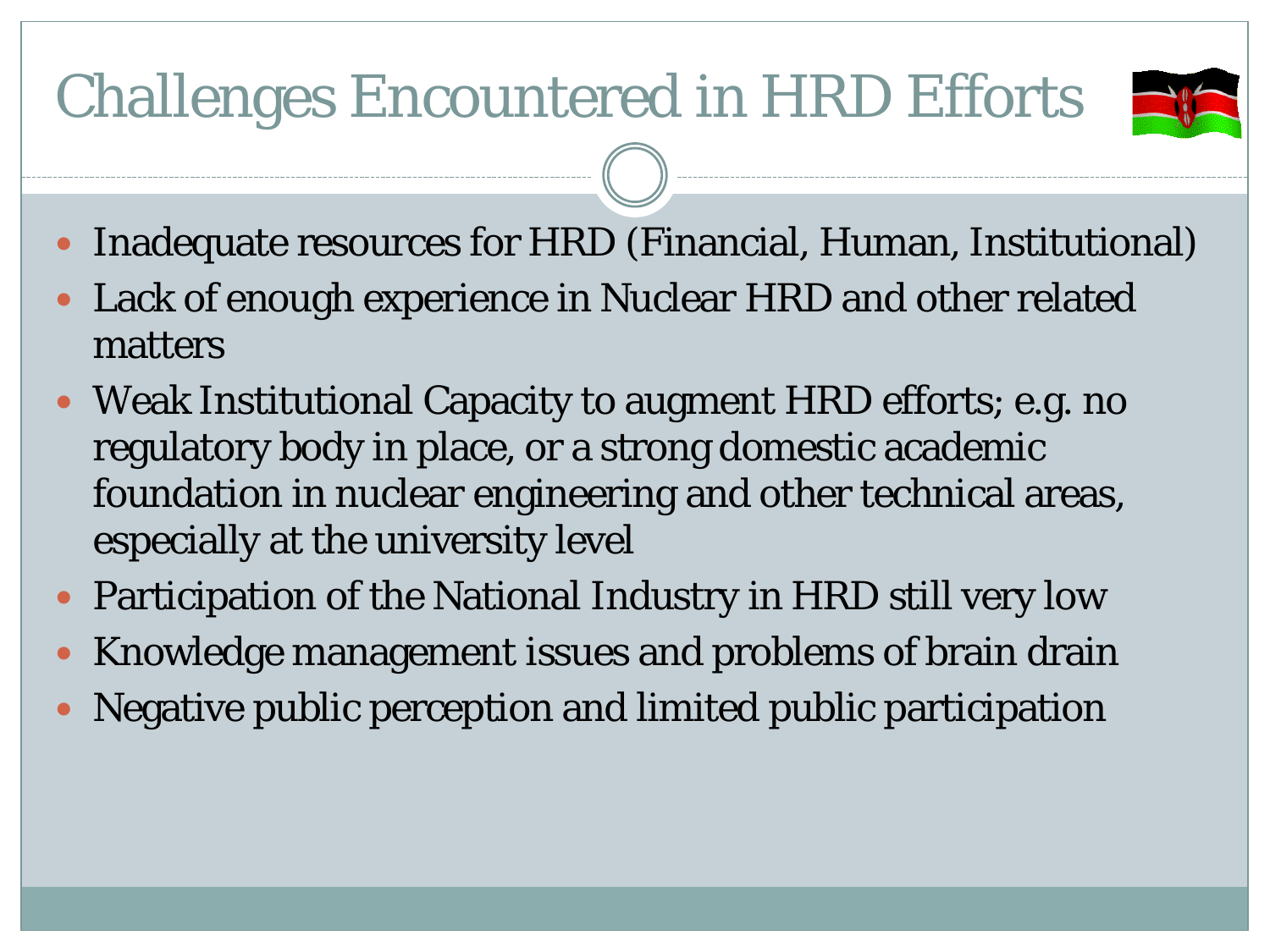# Challenges Encountered in HRD Efforts

- Inadequate resources for HRD (Financial, Human, Institutional)
- Lack of enough experience in Nuclear HRD and other related matters
- Weak Institutional Capacity to augment HRD efforts; e.g. no regulatory body in place, or a strong domestic academic foundation in nuclear engineering and other technical areas, especially at the university level
- Participation of the National Industry in HRD still very low
- Knowledge management issues and problems of brain drain
- Negative public perception and limited public participation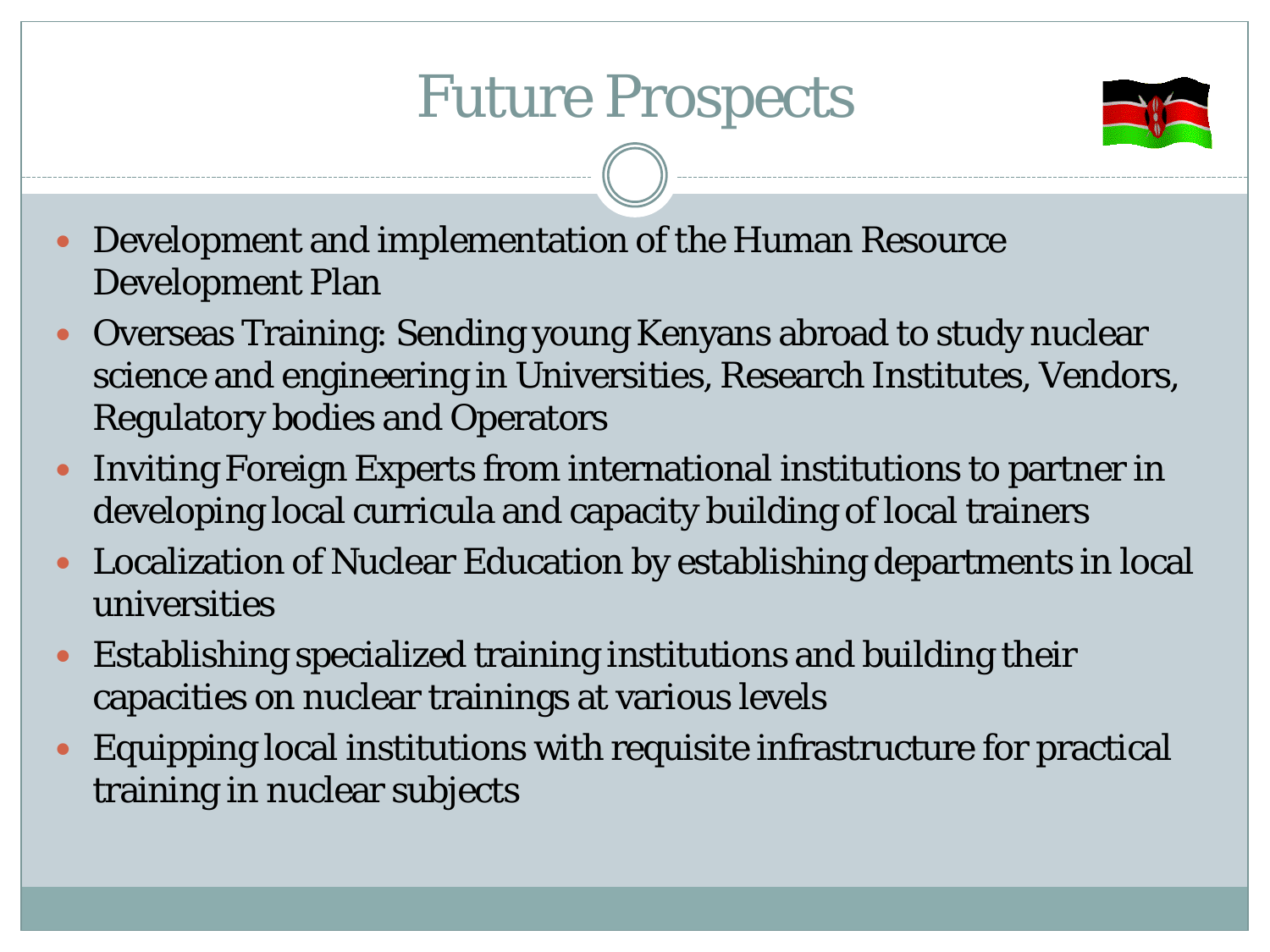# Future Prospects

- Development and implementation of the Human Resource Development Plan
- Overseas Training: Sending young Kenyans abroad to study nuclear science and engineering in Universities, Research Institutes, Vendors, Regulatory bodies and Operators
- Inviting Foreign Experts from international institutions to partner in developing local curricula and capacity building of local trainers
- Localization of Nuclear Education by establishing departments in local universities
- Establishing specialized training institutions and building their capacities on nuclear trainings at various levels
- Equipping local institutions with requisite infrastructure for practical training in nuclear subjects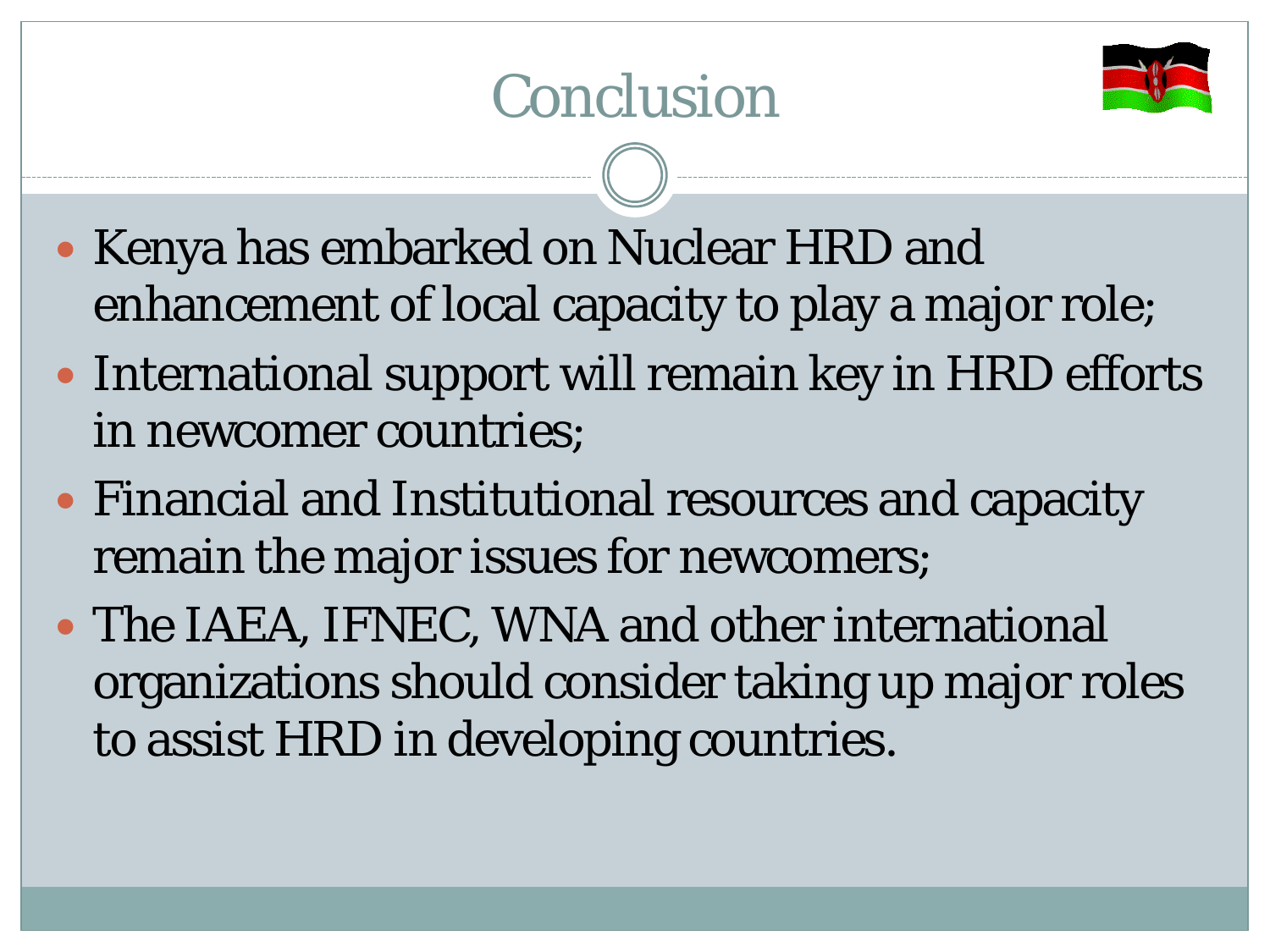# Conclusion

- Kenya has embarked on Nuclear HRD and enhancement of local capacity to play a major role;
- International support will remain key in HRD efforts in newcomer countries;
- Financial and Institutional resources and capacity remain the major issues for newcomers;
- The IAEA, IFNEC, WNA and other international organizations should consider taking up major roles to assist HRD in developing countries.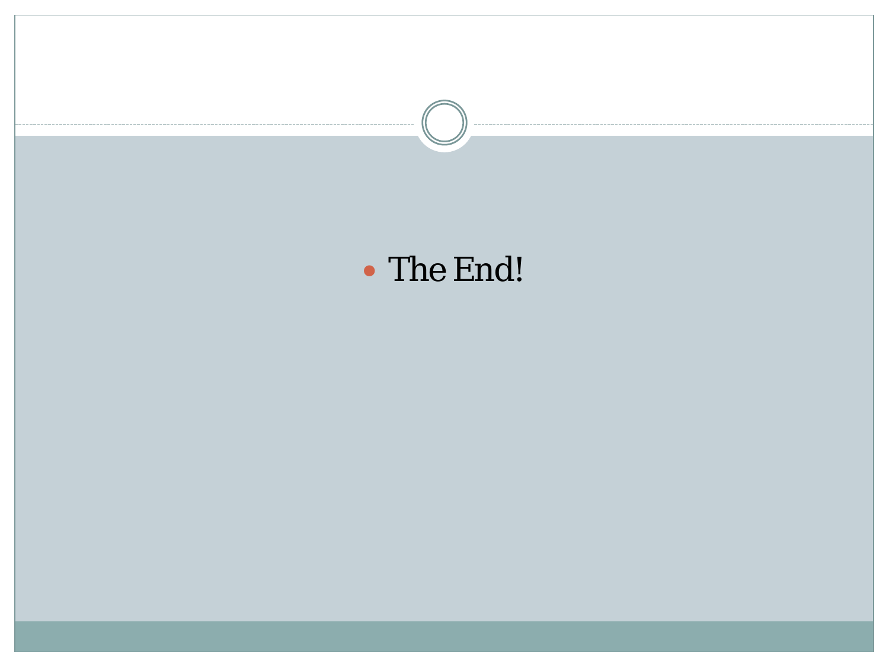- The End!